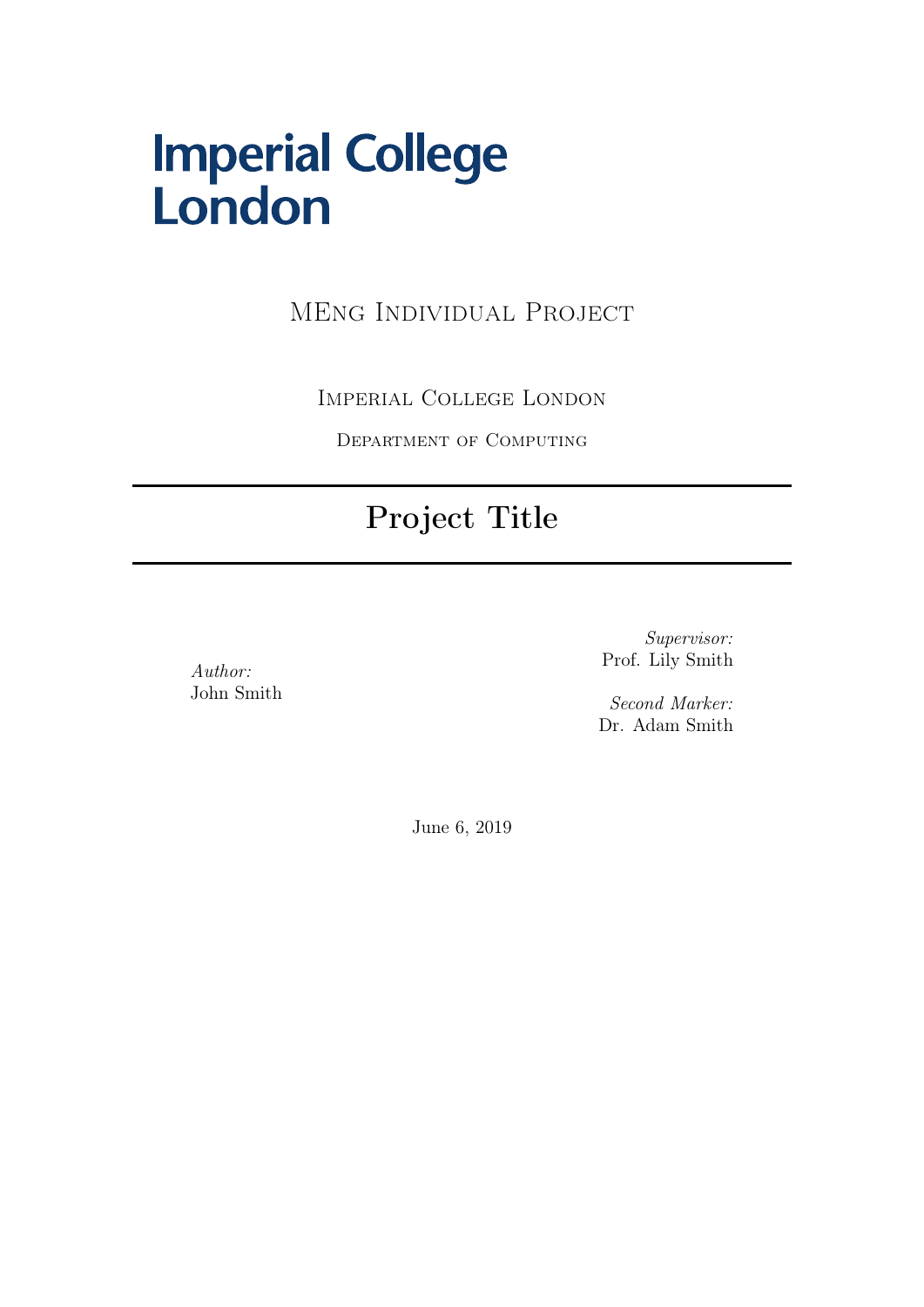Imperial College London

MEng Individual Project

Imperial College London

Department of Computing

# Project Title

*Author:*
John Smith

*Supervisor:*
Prof. Lily Smith

*Second Marker:*
Dr. Adam Smith

June 6, 2019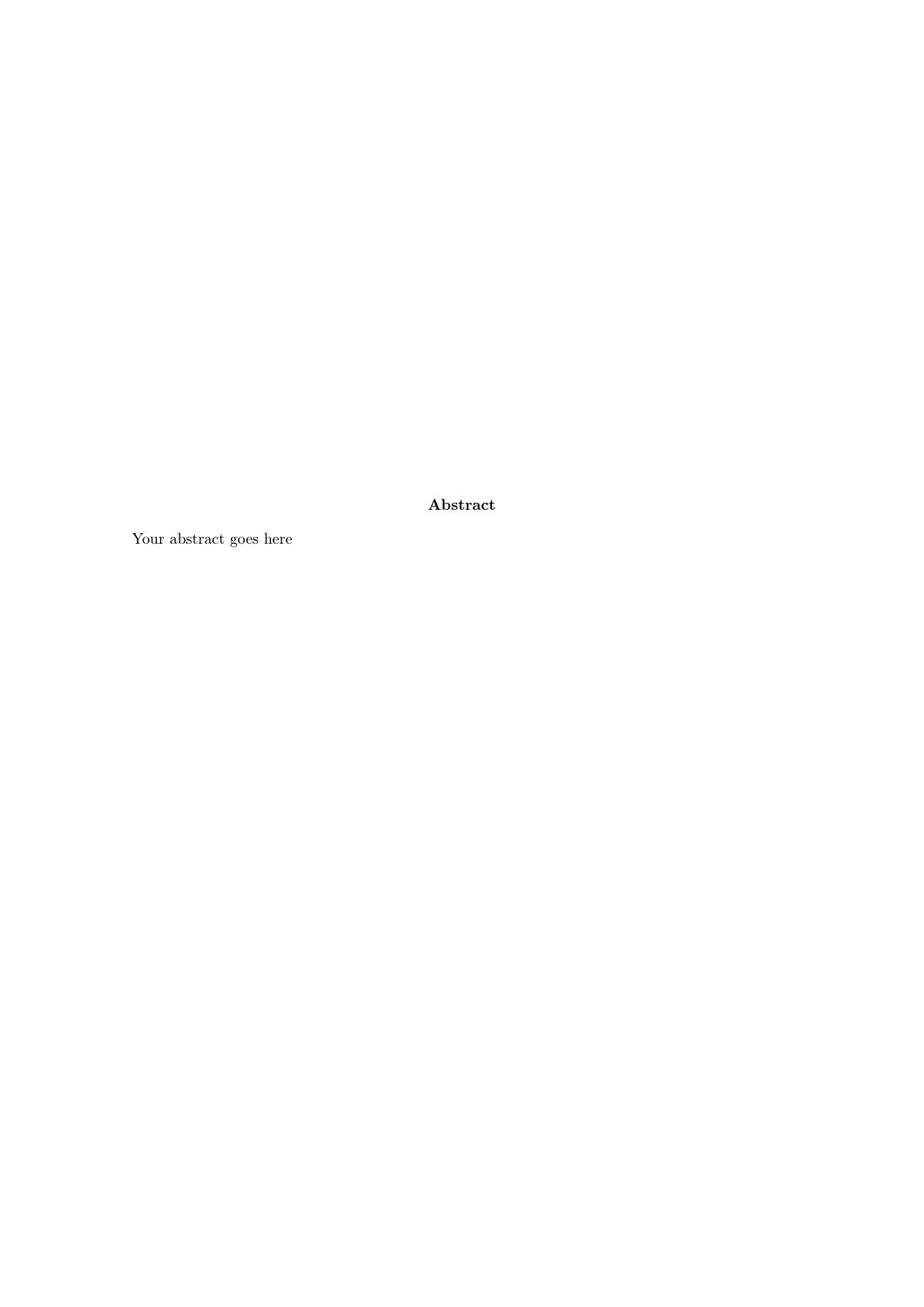**Abstract**

Your abstract goes here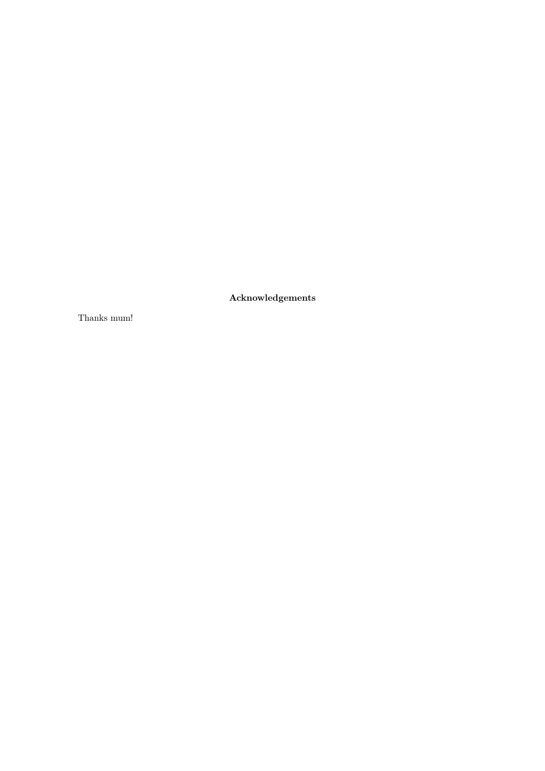**Acknowledgements**

Thanks mum!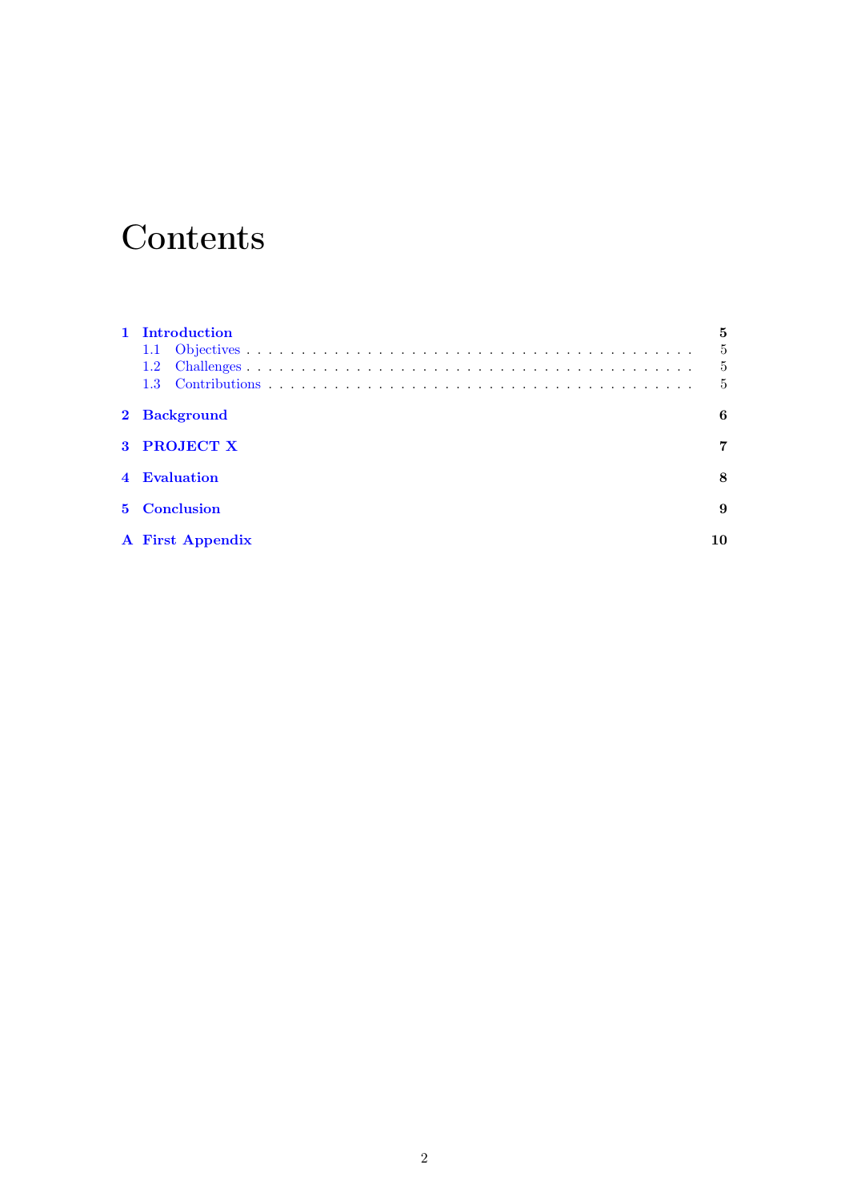# Contents

- **1 Introduction** — **5**
  - 1.1 Objectives — 5
  - 1.2 Challenges — 5
  - 1.3 Contributions — 5
- **2 Background** — **6**
- **3 PROJECT X** — **7**
- **4 Evaluation** — **8**
- **5 Conclusion** — **9**
- **A First Appendix** — **10**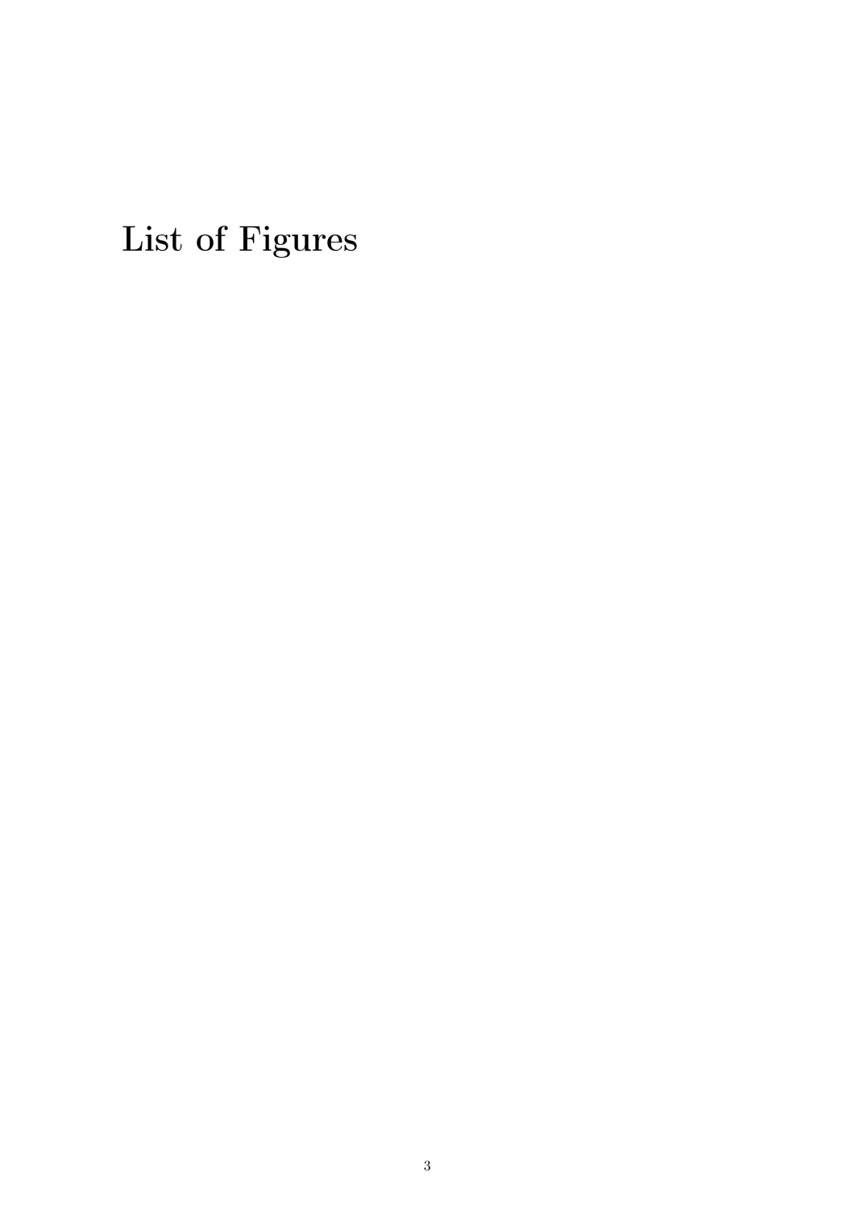# List of Figures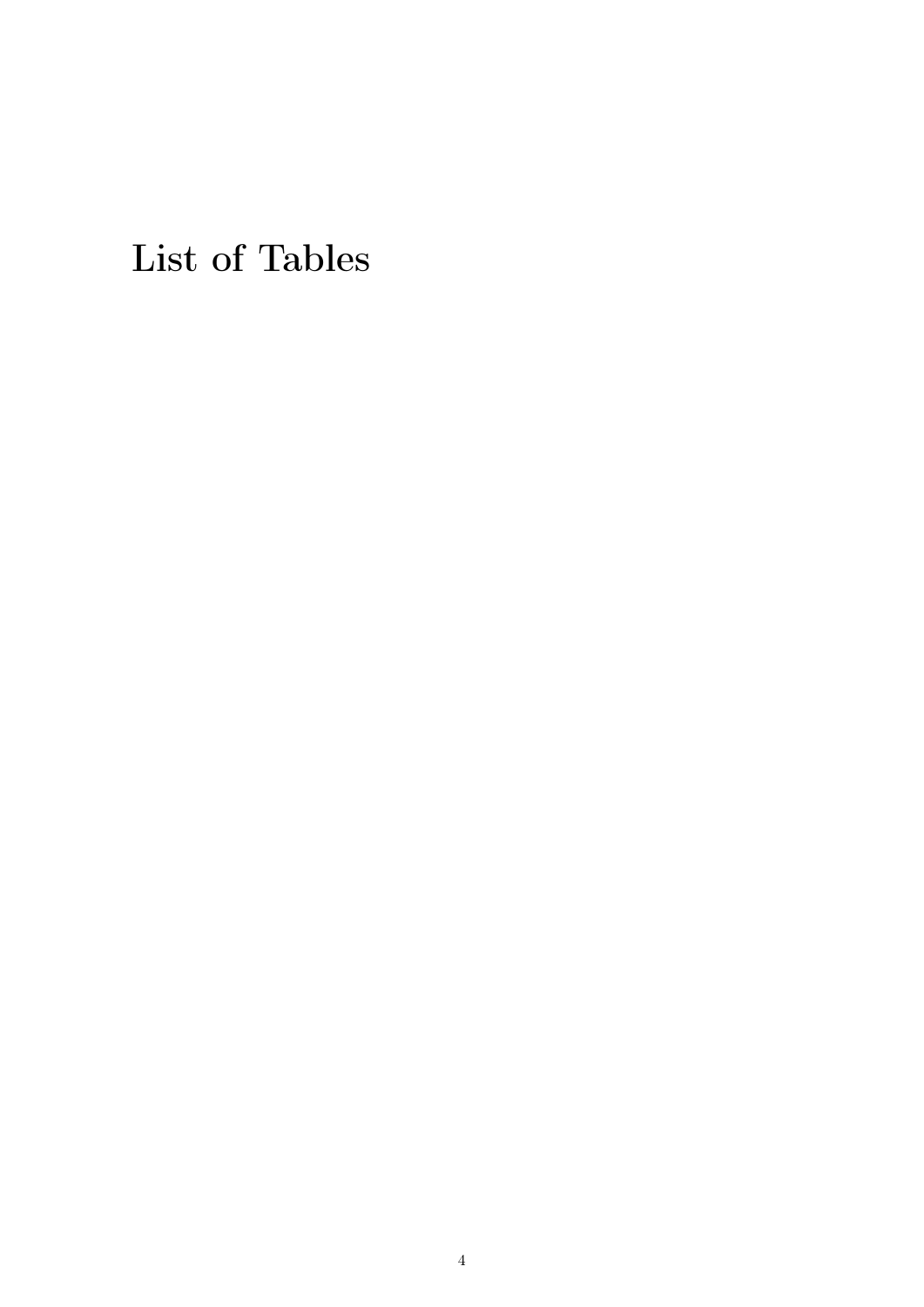# List of Tables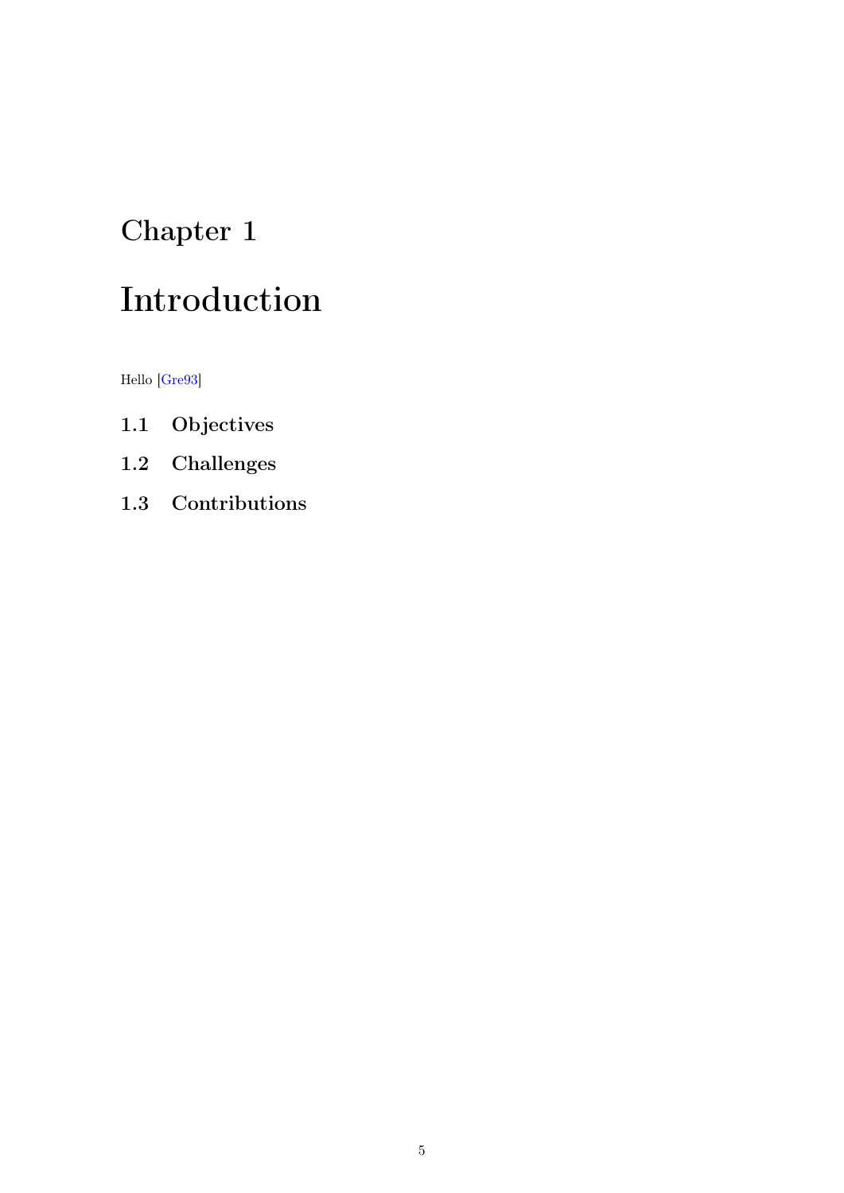# Chapter 1

# Introduction

Hello [Gre93]

## 1.1 Objectives

## 1.2 Challenges

## 1.3 Contributions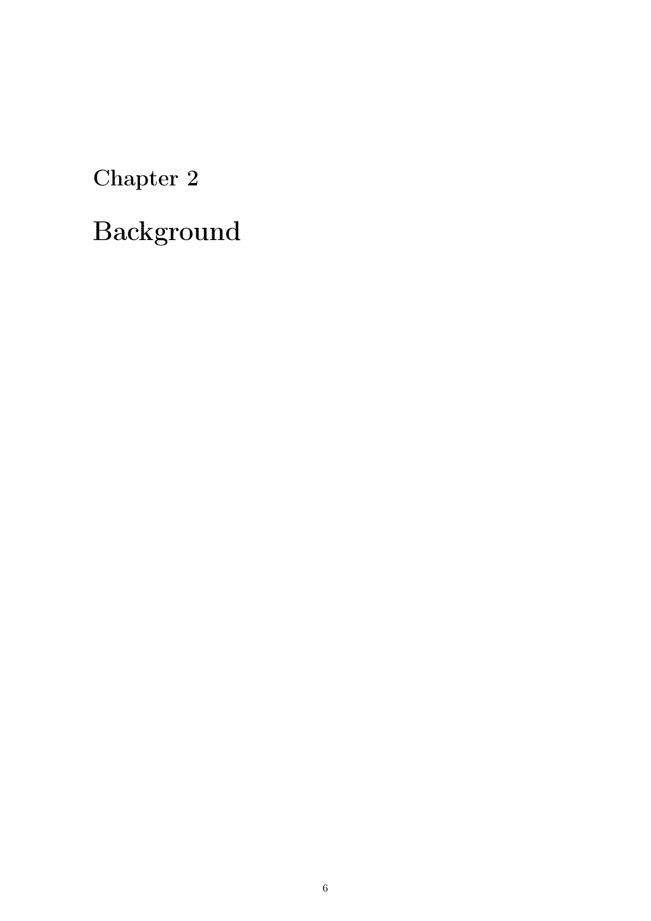# Chapter 2

# Background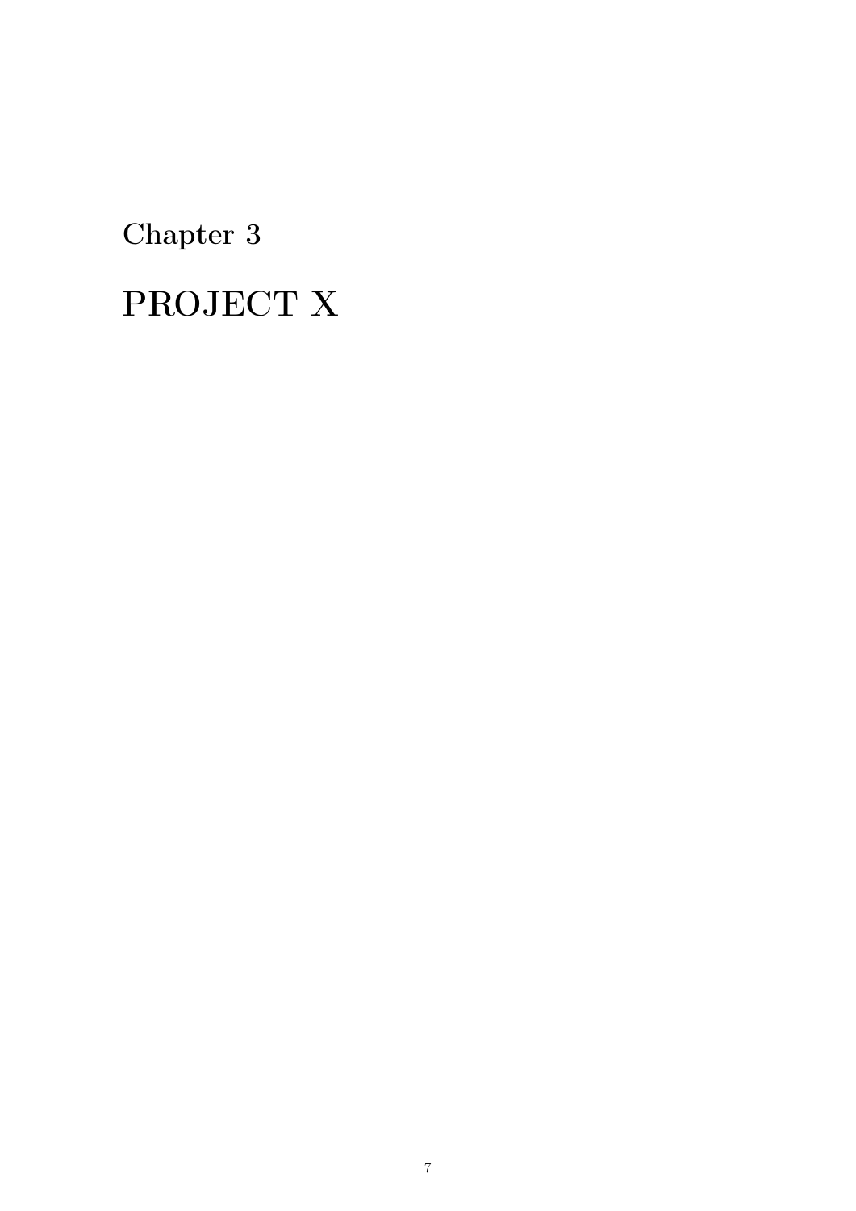# Chapter 3

# PROJECT X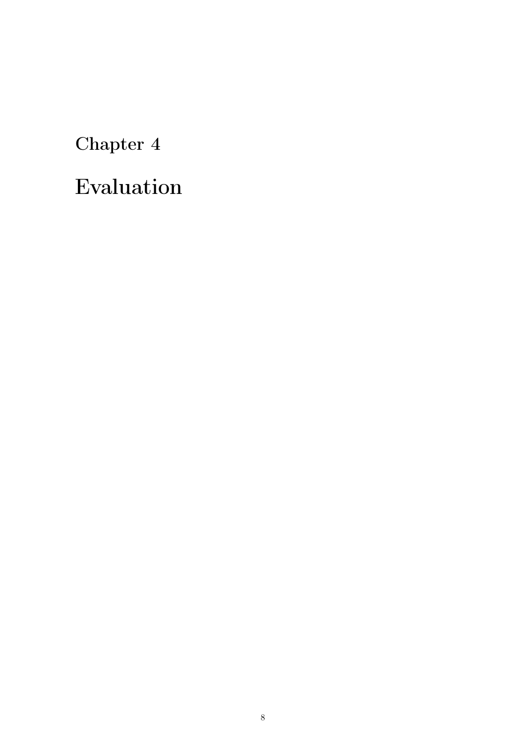# Chapter 4

# Evaluation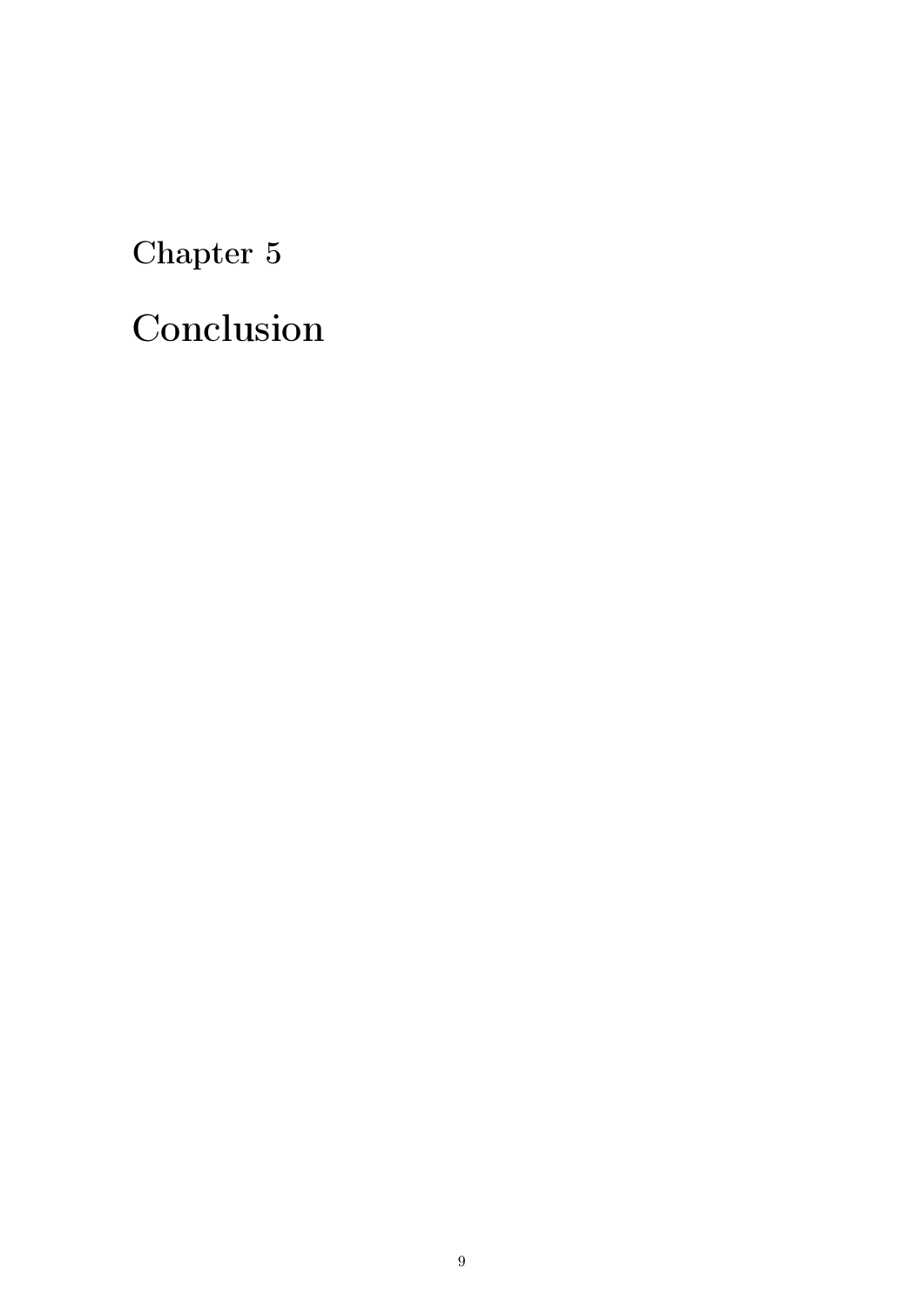# Chapter 5

# Conclusion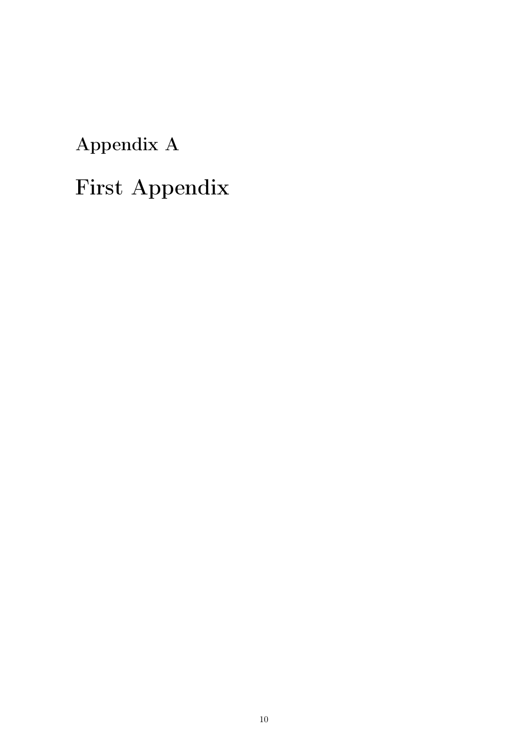# Appendix A

# First Appendix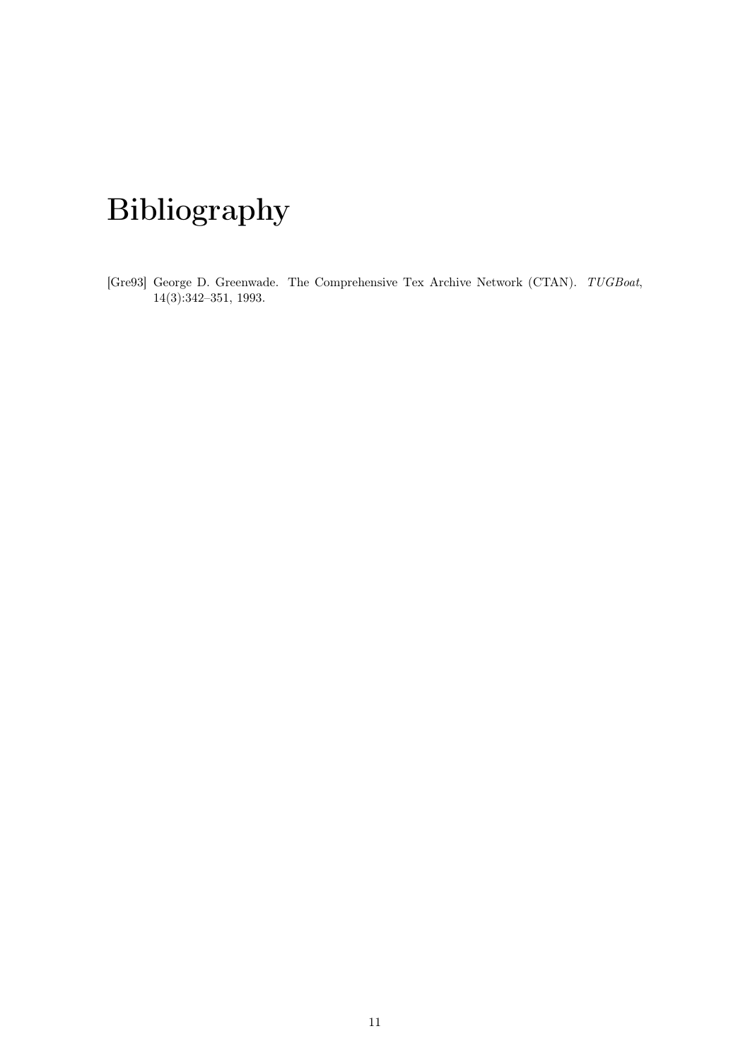# Bibliography

[Gre93] George D. Greenwade. The Comprehensive Tex Archive Network (CTAN). *TUGBoat*, 14(3):342–351, 1993.